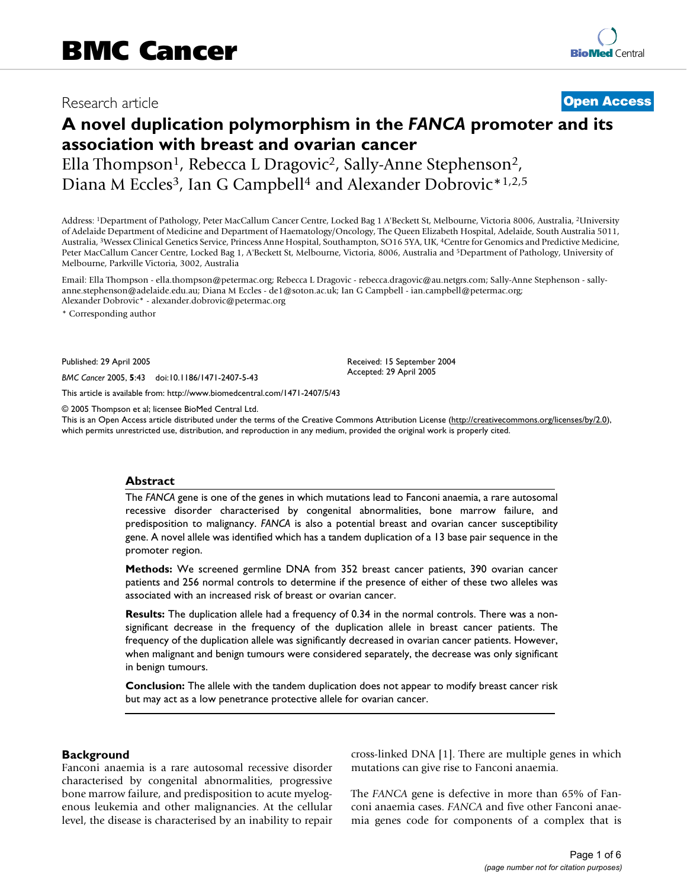Research article

**Open Access**

# A novel duplication polymorphism in the *FANCA* promoter and its association with breast and ovarian cancer

Ella Thompson[1], Rebecca L Dragovic[2], Sally-Anne Stephenson[2], Diana M Eccles[3], Ian G Campbell[4] and Alexander Dobrovic*[1,2,5]

Address: [1]Department of Pathology, Peter MacCallum Cancer Centre, Locked Bag 1 A'Beckett St, Melbourne, Victoria 8006, Australia, [2]University of Adelaide Department of Medicine and Department of Haematology/Oncology, The Queen Elizabeth Hospital, Adelaide, South Australia 5011, Australia, [3]Wessex Clinical Genetics Service, Princess Anne Hospital, Southampton, SO16 5YA, UK, [4]Centre for Genomics and Predictive Medicine, Peter MacCallum Cancer Centre, Locked Bag 1, A'Beckett St, Melbourne, Victoria, 8006, Australia and [5]Department of Pathology, University of Melbourne, Parkville Victoria, 3002, Australia

Email: Ella Thompson - ella.thompson@petermac.org; Rebecca L Dragovic - rebecca.dragovic@au.netgrs.com; Sally-Anne Stephenson - sally-anne.stephenson@adelaide.edu.au; Diana M Eccles - de1@soton.ac.uk; Ian G Campbell - ian.campbell@petermac.org; Alexander Dobrovic* - alexander.dobrovic@petermac.org

* Corresponding author

Published: 29 April 2005

*BMC Cancer* 2005, **5**:43 doi:10.1186/1471-2407-5-43

Received: 15 September 2004
Accepted: 29 April 2005

This article is available from: http://www.biomedcentral.com/1471-2407/5/43

© 2005 Thompson et al; licensee BioMed Central Ltd.
This is an Open Access article distributed under the terms of the Creative Commons Attribution License (http://creativecommons.org/licenses/by/2.0), which permits unrestricted use, distribution, and reproduction in any medium, provided the original work is properly cited.

## Abstract

The *FANCA* gene is one of the genes in which mutations lead to Fanconi anaemia, a rare autosomal recessive disorder characterised by congenital abnormalities, bone marrow failure, and predisposition to malignancy. *FANCA* is also a potential breast and ovarian cancer susceptibility gene. A novel allele was identified which has a tandem duplication of a 13 base pair sequence in the promoter region.

**Methods:** We screened germline DNA from 352 breast cancer patients, 390 ovarian cancer patients and 256 normal controls to determine if the presence of either of these two alleles was associated with an increased risk of breast or ovarian cancer.

**Results:** The duplication allele had a frequency of 0.34 in the normal controls. There was a non-significant decrease in the frequency of the duplication allele in breast cancer patients. The frequency of the duplication allele was significantly decreased in ovarian cancer patients. However, when malignant and benign tumours were considered separately, the decrease was only significant in benign tumours.

**Conclusion:** The allele with the tandem duplication does not appear to modify breast cancer risk but may act as a low penetrance protective allele for ovarian cancer.

## Background

Fanconi anaemia is a rare autosomal recessive disorder characterised by congenital abnormalities, progressive bone marrow failure, and predisposition to acute myelogenous leukemia and other malignancies. At the cellular level, the disease is characterised by an inability to repair cross-linked DNA [1]. There are multiple genes in which mutations can give rise to Fanconi anaemia.

The *FANCA* gene is defective in more than 65% of Fanconi anaemia cases. *FANCA* and five other Fanconi anaemia genes code for components of a complex that is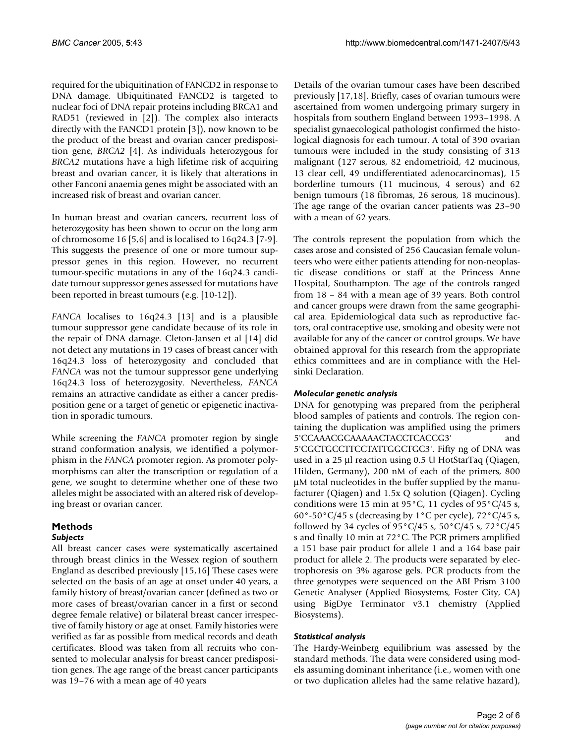required for the ubiquitination of FANCD2 in response to DNA damage. Ubiquitinated FANCD2 is targeted to nuclear foci of DNA repair proteins including BRCA1 and RAD51 (reviewed in [2]). The complex also interacts directly with the FANCD1 protein [3]), now known to be the product of the breast and ovarian cancer predisposition gene, *BRCA2* [4]. As individuals heterozygous for *BRCA2* mutations have a high lifetime risk of acquiring breast and ovarian cancer, it is likely that alterations in other Fanconi anaemia genes might be associated with an increased risk of breast and ovarian cancer.

In human breast and ovarian cancers, recurrent loss of heterozygosity has been shown to occur on the long arm of chromosome 16 [5,6] and is localised to 16q24.3 [7-9]. This suggests the presence of one or more tumour suppressor genes in this region. However, no recurrent tumour-specific mutations in any of the 16q24.3 candidate tumour suppressor genes assessed for mutations have been reported in breast tumours (e.g. [10-12]).

*FANCA* localises to 16q24.3 [13] and is a plausible tumour suppressor gene candidate because of its role in the repair of DNA damage. Cleton-Jansen et al [14] did not detect any mutations in 19 cases of breast cancer with 16q24.3 loss of heterozygosity and concluded that *FANCA* was not the tumour suppressor gene underlying 16q24.3 loss of heterozygosity. Nevertheless, *FANCA* remains an attractive candidate as either a cancer predisposition gene or a target of genetic or epigenetic inactivation in sporadic tumours.

While screening the *FANCA* promoter region by single strand conformation analysis, we identified a polymorphism in the *FANCA* promoter region. As promoter polymorphisms can alter the transcription or regulation of a gene, we sought to determine whether one of these two alleles might be associated with an altered risk of developing breast or ovarian cancer.

## Methods

### *Subjects*

All breast cancer cases were systematically ascertained through breast clinics in the Wessex region of southern England as described previously [15,16] These cases were selected on the basis of an age at onset under 40 years, a family history of breast/ovarian cancer (defined as two or more cases of breast/ovarian cancer in a first or second degree female relative) or bilateral breast cancer irrespective of family history or age at onset. Family histories were verified as far as possible from medical records and death certificates. Blood was taken from all recruits who consented to molecular analysis for breast cancer predisposition genes. The age range of the breast cancer participants was 19–76 with a mean age of 40 years

Details of the ovarian tumour cases have been described previously [17,18]. Briefly, cases of ovarian tumours were ascertained from women undergoing primary surgery in hospitals from southern England between 1993–1998. A specialist gynaecological pathologist confirmed the histological diagnosis for each tumour. A total of 390 ovarian tumours were included in the study consisting of 313 malignant (127 serous, 82 endometrioid, 42 mucinous, 13 clear cell, 49 undifferentiated adenocarcinomas), 15 borderline tumours (11 mucinous, 4 serous) and 62 benign tumours (18 fibromas, 26 serous, 18 mucinous). The age range of the ovarian cancer patients was 23–90 with a mean of 62 years.

The controls represent the population from which the cases arose and consisted of 256 Caucasian female volunteers who were either patients attending for non-neoplastic disease conditions or staff at the Princess Anne Hospital, Southampton. The age of the controls ranged from 18 – 84 with a mean age of 39 years. Both control and cancer groups were drawn from the same geographical area. Epidemiological data such as reproductive factors, oral contraceptive use, smoking and obesity were not available for any of the cancer or control groups. We have obtained approval for this research from the appropriate ethics committees and are in compliance with the Helsinki Declaration.

### *Molecular genetic analysis*

DNA for genotyping was prepared from the peripheral blood samples of patients and controls. The region containing the duplication was amplified using the primers 5'CCAAACGCAAAAACTACCTCACCG3' and 5'CGCTGCCTTCCTATTGGCTGC3'. Fifty ng of DNA was used in a 25 μl reaction using 0.5 U HotStarTaq (Qiagen, Hilden, Germany), 200 nM of each of the primers, 800 μM total nucleotides in the buffer supplied by the manufacturer (Qiagen) and 1.5x Q solution (Qiagen). Cycling conditions were 15 min at 95°C, 11 cycles of 95°C/45 s, 60°-50°C/45 s (decreasing by 1°C per cycle), 72°C/45 s, followed by 34 cycles of 95°C/45 s, 50°C/45 s, 72°C/45 s and finally 10 min at 72°C. The PCR primers amplified a 151 base pair product for allele 1 and a 164 base pair product for allele 2. The products were separated by electrophoresis on 3% agarose gels. PCR products from the three genotypes were sequenced on the ABI Prism 3100 Genetic Analyser (Applied Biosystems, Foster City, CA) using BigDye Terminator v3.1 chemistry (Applied Biosystems).

### *Statistical analysis*

The Hardy-Weinberg equilibrium was assessed by the standard methods. The data were considered using models assuming dominant inheritance (i.e., women with one or two duplication alleles had the same relative hazard),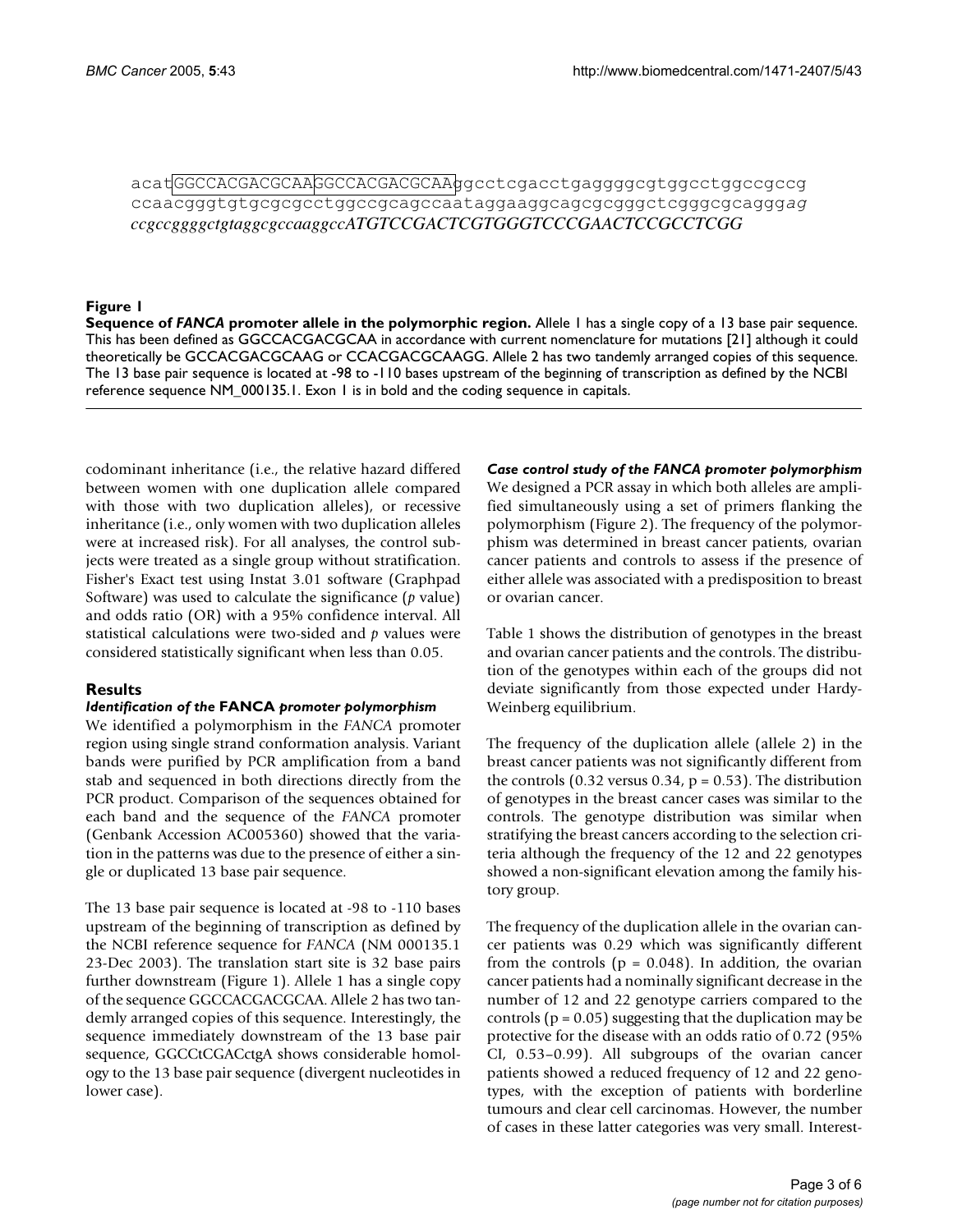acat[GGCCACGACGCAA][GGCCACGACGCAA]ggcctcgacctgaggggcgtggcctggccgccg
ccaacgggtgtgcgcgcctggccgcagccaataggaaggcagcgcgggctcgggcgcagggag
*ccgccggggctgtaggcgccaaggccATGTCCGACTCGTGGGTCCCGAACTCCGCCTCGG*

**Figure 1**

**Sequence of *FANCA* promoter allele in the polymorphic region.** Allele 1 has a single copy of a 13 base pair sequence. This has been defined as GGCCACGACGCAA in accordance with current nomenclature for mutations [21] although it could theoretically be GCCACGACGCAAG or CCACGACGCAAGG. Allele 2 has two tandemly arranged copies of this sequence. The 13 base pair sequence is located at -98 to -110 bases upstream of the beginning of transcription as defined by the NCBI reference sequence NM_000135.1. Exon 1 is in bold and the coding sequence in capitals.

codominant inheritance (i.e., the relative hazard differed between women with one duplication allele compared with those with two duplication alleles), or recessive inheritance (i.e., only women with two duplication alleles were at increased risk). For all analyses, the control subjects were treated as a single group without stratification. Fisher's Exact test using Instat 3.01 software (Graphpad Software) was used to calculate the significance (*p* value) and odds ratio (OR) with a 95% confidence interval. All statistical calculations were two-sided and *p* values were considered statistically significant when less than 0.05.

## Results

### *Identification of the* FANCA *promoter polymorphism*

We identified a polymorphism in the *FANCA* promoter region using single strand conformation analysis. Variant bands were purified by PCR amplification from a band stab and sequenced in both directions directly from the PCR product. Comparison of the sequences obtained for each band and the sequence of the *FANCA* promoter (Genbank Accession AC005360) showed that the variation in the patterns was due to the presence of either a single or duplicated 13 base pair sequence.

The 13 base pair sequence is located at -98 to -110 bases upstream of the beginning of transcription as defined by the NCBI reference sequence for *FANCA* (NM 000135.1 23-Dec 2003). The translation start site is 32 base pairs further downstream (Figure 1). Allele 1 has a single copy of the sequence GGCCACGACGCAA. Allele 2 has two tandemly arranged copies of this sequence. Interestingly, the sequence immediately downstream of the 13 base pair sequence, GGCCtCGACctgA shows considerable homology to the 13 base pair sequence (divergent nucleotides in lower case).

### *Case control study of the FANCA promoter polymorphism*

We designed a PCR assay in which both alleles are amplified simultaneously using a set of primers flanking the polymorphism (Figure 2). The frequency of the polymorphism was determined in breast cancer patients, ovarian cancer patients and controls to assess if the presence of either allele was associated with a predisposition to breast or ovarian cancer.

Table 1 shows the distribution of genotypes in the breast and ovarian cancer patients and the controls. The distribution of the genotypes within each of the groups did not deviate significantly from those expected under Hardy-Weinberg equilibrium.

The frequency of the duplication allele (allele 2) in the breast cancer patients was not significantly different from the controls (0.32 versus 0.34, $p = 0.53$). The distribution of genotypes in the breast cancer cases was similar to the controls. The genotype distribution was similar when stratifying the breast cancers according to the selection criteria although the frequency of the 12 and 22 genotypes showed a non-significant elevation among the family history group.

The frequency of the duplication allele in the ovarian cancer patients was 0.29 which was significantly different from the controls ($p = 0.048$). In addition, the ovarian cancer patients had a nominally significant decrease in the number of 12 and 22 genotype carriers compared to the controls ($p = 0.05$) suggesting that the duplication may be protective for the disease with an odds ratio of 0.72 (95% CI, 0.53–0.99). All subgroups of the ovarian cancer patients showed a reduced frequency of 12 and 22 genotypes, with the exception of patients with borderline tumours and clear cell carcinomas. However, the number of cases in these latter categories was very small. Interest-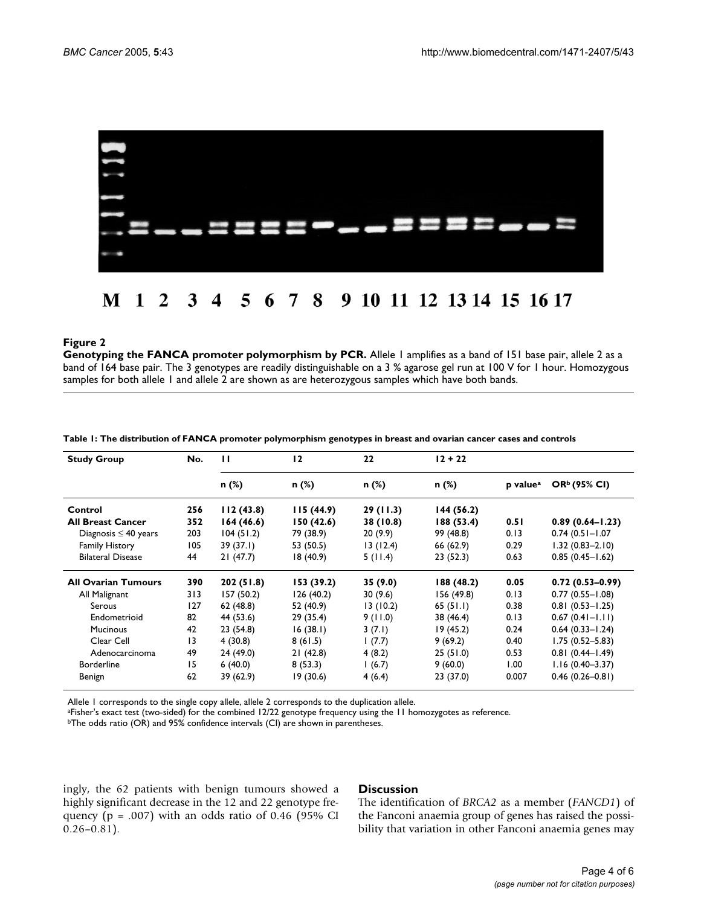M 1 2 3 4 5 6 7 8 9 10 11 12 13 14 15 16 17

**Figure 2**
**Genotyping the FANCA promoter polymorphism by PCR.** Allele 1 amplifies as a band of 151 base pair, allele 2 as a band of 164 base pair. The 3 genotypes are readily distinguishable on a 3 % agarose gel run at 100 V for 1 hour. Homozygous samples for both allele 1 and allele 2 are shown as are heterozygous samples which have both bands.

**Table 1: The distribution of FANCA promoter polymorphism genotypes in breast and ovarian cancer cases and controls**

| Study Group | No. | 11 | 12 | 22 | 12 + 22 | | |
|---|---|---|---|---|---|---|---|
| | | n (%) | n (%) | n (%) | n (%) | p value[a] | OR[b] (95% CI) |
| **Control** | **256** | **112 (43.8)** | **115 (44.9)** | **29 (11.3)** | **144 (56.2)** | | |
| **All Breast Cancer** | **352** | **164 (46.6)** | **150 (42.6)** | **38 (10.8)** | **188 (53.4)** | **0.51** | **0.89 (0.64–1.23)** |
| Diagnosis ≤ 40 years | 203 | 104 (51.2) | 79 (38.9) | 20 (9.9) | 99 (48.8) | 0.13 | 0.74 (0.51–1.07 |
| Family History | 105 | 39 (37.1) | 53 (50.5) | 13 (12.4) | 66 (62.9) | 0.29 | 1.32 (0.83–2.10) |
| Bilateral Disease | 44 | 21 (47.7) | 18 (40.9) | 5 (11.4) | 23 (52.3) | 0.63 | 0.85 (0.45–1.62) |
| **All Ovarian Tumours** | **390** | **202 (51.8)** | **153 (39.2)** | **35 (9.0)** | **188 (48.2)** | **0.05** | **0.72 (0.53–0.99)** |
| All Malignant | 313 | 157 (50.2) | 126 (40.2) | 30 (9.6) | 156 (49.8) | 0.13 | 0.77 (0.55–1.08) |
| Serous | 127 | 62 (48.8) | 52 (40.9) | 13 (10.2) | 65 (51.1) | 0.38 | 0.81 (0.53–1.25) |
| Endometrioid | 82 | 44 (53.6) | 29 (35.4) | 9 (11.0) | 38 (46.4) | 0.13 | 0.67 (0.41–1.11) |
| Mucinous | 42 | 23 (54.8) | 16 (38.1) | 3 (7.1) | 19 (45.2) | 0.24 | 0.64 (0.33–1.24) |
| Clear Cell | 13 | 4 (30.8) | 8 (61.5) | 1 (7.7) | 9 (69.2) | 0.40 | 1.75 (0.52–5.83) |
| Adenocarcinoma | 49 | 24 (49.0) | 21 (42.8) | 4 (8.2) | 25 (51.0) | 0.53 | 0.81 (0.44–1.49) |
| Borderline | 15 | 6 (40.0) | 8 (53.3) | 1 (6.7) | 9 (60.0) | 1.00 | 1.16 (0.40–3.37) |
| Benign | 62 | 39 (62.9) | 19 (30.6) | 4 (6.4) | 23 (37.0) | 0.007 | 0.46 (0.26–0.81) |

Allele 1 corresponds to the single copy allele, allele 2 corresponds to the duplication allele.
[a]Fisher's exact test (two-sided) for the combined 12/22 genotype frequency using the 11 homozygotes as reference.
[b]The odds ratio (OR) and 95% confidence intervals (CI) are shown in parentheses.

ingly, the 62 patients with benign tumours showed a highly significant decrease in the 12 and 22 genotype frequency ($p = .007$) with an odds ratio of 0.46 (95% CI 0.26–0.81).

## Discussion

The identification of *BRCA2* as a member (*FANCD1*) of the Fanconi anaemia group of genes has raised the possibility that variation in other Fanconi anaemia genes may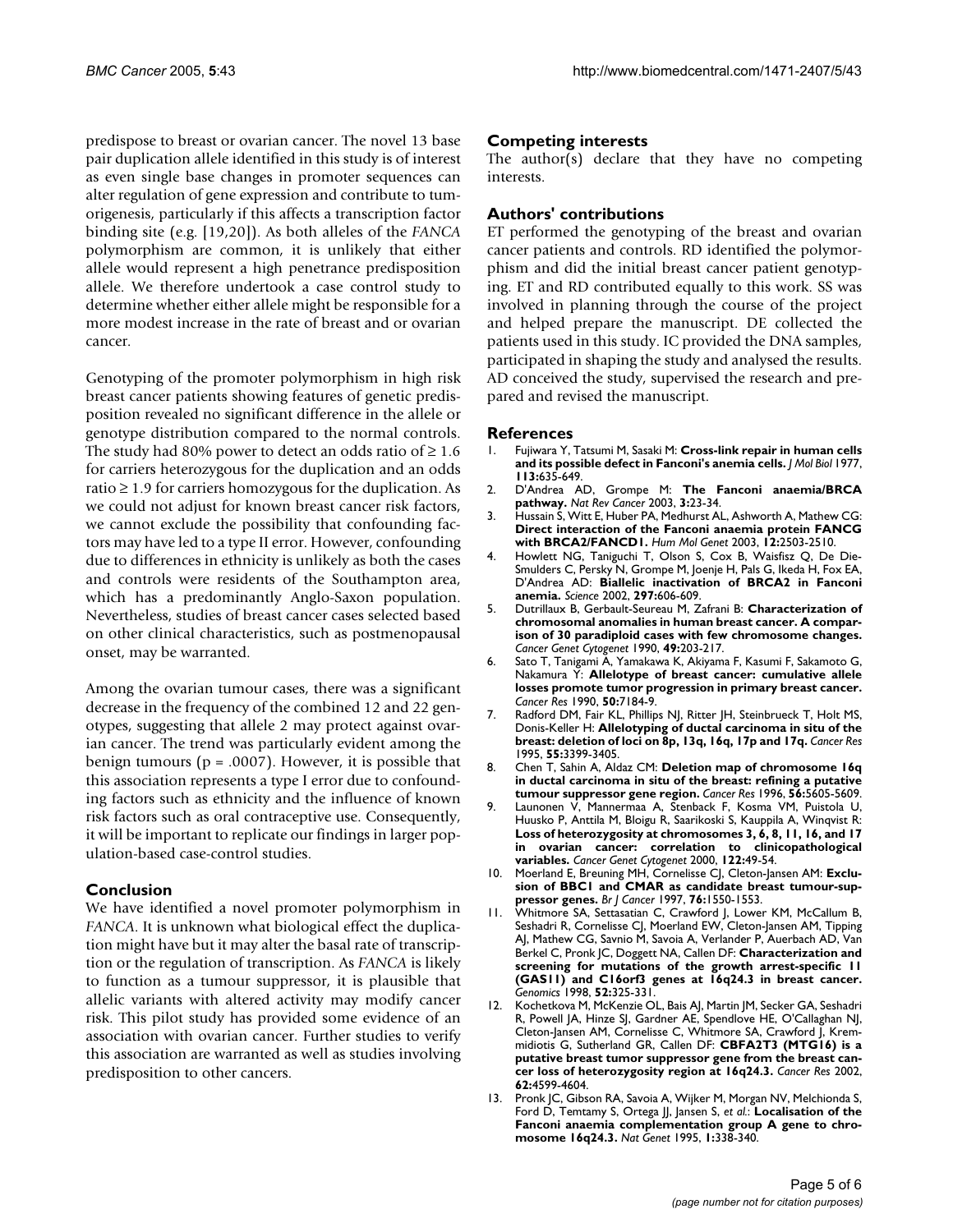predispose to breast or ovarian cancer. The novel 13 base pair duplication allele identified in this study is of interest as even single base changes in promoter sequences can alter regulation of gene expression and contribute to tumorigenesis, particularly if this affects a transcription factor binding site (e.g. [19,20]). As both alleles of the *FANCA* polymorphism are common, it is unlikely that either allele would represent a high penetrance predisposition allele. We therefore undertook a case control study to determine whether either allele might be responsible for a more modest increase in the rate of breast and or ovarian cancer.

Genotyping of the promoter polymorphism in high risk breast cancer patients showing features of genetic predisposition revealed no significant difference in the allele or genotype distribution compared to the normal controls. The study had 80% power to detect an odds ratio of ≥ 1.6 for carriers heterozygous for the duplication and an odds ratio ≥ 1.9 for carriers homozygous for the duplication. As we could not adjust for known breast cancer risk factors, we cannot exclude the possibility that confounding factors may have led to a type II error. However, confounding due to differences in ethnicity is unlikely as both the cases and controls were residents of the Southampton area, which has a predominantly Anglo-Saxon population. Nevertheless, studies of breast cancer cases selected based on other clinical characteristics, such as postmenopausal onset, may be warranted.

Among the ovarian tumour cases, there was a significant decrease in the frequency of the combined 12 and 22 genotypes, suggesting that allele 2 may protect against ovarian cancer. The trend was particularly evident among the benign tumours ($p = .0007$). However, it is possible that this association represents a type I error due to confounding factors such as ethnicity and the influence of known risk factors such as oral contraceptive use. Consequently, it will be important to replicate our findings in larger population-based case-control studies.

## Conclusion

We have identified a novel promoter polymorphism in *FANCA*. It is unknown what biological effect the duplication might have but it may alter the basal rate of transcription or the regulation of transcription. As *FANCA* is likely to function as a tumour suppressor, it is plausible that allelic variants with altered activity may modify cancer risk. This pilot study has provided some evidence of an association with ovarian cancer. Further studies to verify this association are warranted as well as studies involving predisposition to other cancers.

## Competing interests

The author(s) declare that they have no competing interests.

## Authors' contributions

ET performed the genotyping of the breast and ovarian cancer patients and controls. RD identified the polymorphism and did the initial breast cancer patient genotyping. ET and RD contributed equally to this work. SS was involved in planning through the course of the project and helped prepare the manuscript. DE collected the patients used in this study. IC provided the DNA samples, participated in shaping the study and analysed the results. AD conceived the study, supervised the research and prepared and revised the manuscript.

## References

1. Fujiwara Y, Tatsumi M, Sasaki M: **Cross-link repair in human cells and its possible defect in Fanconi's anemia cells.** *J Mol Biol* 1977, **113:**635-649.
2. D'Andrea AD, Grompe M: **The Fanconi anaemia/BRCA pathway.** *Nat Rev Cancer* 2003, **3:**23-34.
3. Hussain S, Witt E, Huber PA, Medhurst AL, Ashworth A, Mathew CG: **Direct interaction of the Fanconi anaemia protein FANCG with BRCA2/FANCD1.** *Hum Mol Genet* 2003, **12:**2503-2510.
4. Howlett NG, Taniguchi T, Olson S, Cox B, Waisfisz Q, De Die-Smulders C, Persky N, Grompe M, Joenje H, Pals G, Ikeda H, Fox EA, D'Andrea AD: **Biallelic inactivation of BRCA2 in Fanconi anemia.** *Science* 2002, **297:**606-609.
5. Dutrillaux B, Gerbault-Seureau M, Zafrani B: **Characterization of chromosomal anomalies in human breast cancer. A comparison of 30 paradiploid cases with few chromosome changes.** *Cancer Genet Cytogenet* 1990, **49:**203-217.
6. Sato T, Tanigami A, Yamakawa K, Akiyama F, Kasumi F, Sakamoto G, Nakamura Y: **Allelotype of breast cancer: cumulative allele losses promote tumor progression in primary breast cancer.** *Cancer Res* 1990, **50:**7184-9.
7. Radford DM, Fair KL, Phillips NJ, Ritter JH, Steinbrueck T, Holt MS, Donis-Keller H: **Allelotyping of ductal carcinoma in situ of the breast: deletion of loci on 8p, 13q, 16q, 17p and 17q.** *Cancer Res* 1995, **55:**3399-3405.
8. Chen T, Sahin A, Aldaz CM: **Deletion map of chromosome 16q in ductal carcinoma in situ of the breast: refining a putative tumour suppressor gene region.** *Cancer Res* 1996, **56:**5605-5609.
9. Launonen V, Mannermaa A, Stenback F, Kosma VM, Puistola U, Huusko P, Anttila M, Bloigu R, Saarikoski S, Kauppila A, Winqvist R: **Loss of heterozygosity at chromosomes 3, 6, 8, 11, 16, and 17 in ovarian cancer: correlation to clinicopathological variables.** *Cancer Genet Cytogenet* 2000, **122:**49-54.
10. Moerland E, Breuning MH, Cornelisse CJ, Cleton-Jansen AM: **Exclusion of BBC1 and CMAR as candidate breast tumour-suppressor genes.** *Br J Cancer* 1997, **76:**1550-1553.
11. Whitmore SA, Settasatian C, Crawford J, Lower KM, McCallum B, Seshadri R, Cornelisse CJ, Moerland EW, Cleton-Jansen AM, Tipping AJ, Mathew CG, Savnio M, Savoia A, Verlander P, Auerbach AD, Van Berkel C, Pronk JC, Doggett NA, Callen DF: **Characterization and screening for mutations of the growth arrest-specific 11 (GAS11) and C16orf3 genes at 16q24.3 in breast cancer.** *Genomics* 1998, **52:**325-331.
12. Kochetkova M, McKenzie OL, Bais AJ, Martin JM, Secker GA, Seshadri R, Powell JA, Hinze SJ, Gardner AE, Spendlove HE, O'Callaghan NJ, Cleton-Jansen AM, Cornelisse C, Whitmore SA, Crawford J, Kremmidiotis G, Sutherland GR, Callen DF: **CBFA2T3 (MTG16) is a putative breast tumor suppressor gene from the breast cancer loss of heterozygosity region at 16q24.3.** *Cancer Res* 2002, **62:**4599-4604.
13. Pronk JC, Gibson RA, Savoia A, Wijker M, Morgan NV, Melchionda S, Ford D, Temtamy S, Ortega JJ, Jansen S, *et al.*: **Localisation of the Fanconi anaemia complementation group A gene to chromosome 16q24.3.** *Nat Genet* 1995, **1:**338-340.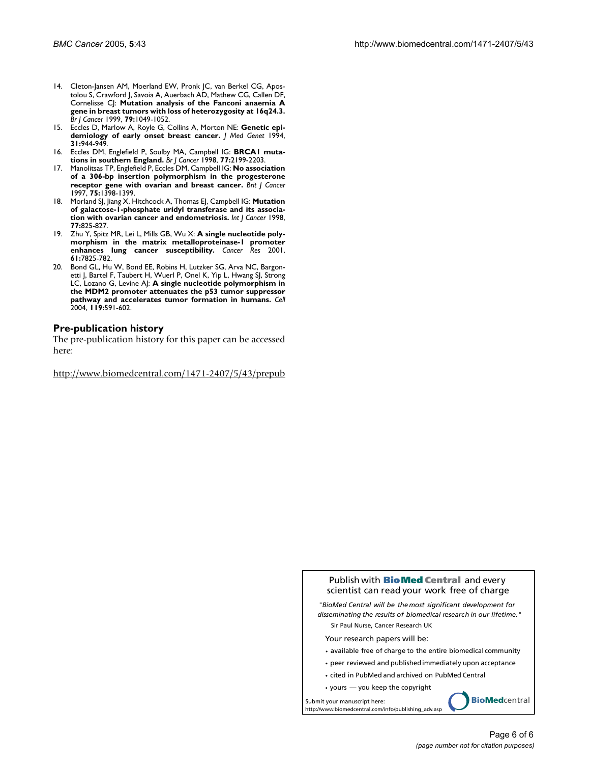14. Cleton-Jansen AM, Moerland EW, Pronk JC, van Berkel CG, Apostolou S, Crawford J, Savoia A, Auerbach AD, Mathew CG, Callen DF, Cornelisse CJ: **Mutation analysis of the Fanconi anaemia A gene in breast tumors with loss of heterozygosity at 16q24.3.** *Br J Cancer* 1999, **79:**1049-1052.
15. Eccles D, Marlow A, Royle G, Collins A, Morton NE: **Genetic epidemiology of early onset breast cancer.** *J Med Genet* 1994, **31:**944-949.
16. Eccles DM, Englefield P, Soulby MA, Campbell IG: **BRCA1 mutations in southern England.** *Br J Cancer* 1998, **77:**2199-2203.
17. Manolitsas TP, Englefield P, Eccles DM, Campbell IG: **No association of a 306-bp insertion polymorphism in the progesterone receptor gene with ovarian and breast cancer.** *Brit J Cancer* 1997, **75:**1398-1399.
18. Morland SJ, Jiang X, Hitchcock A, Thomas EJ, Campbell IG: **Mutation of galactose-1-phosphate uridyl transferase and its association with ovarian cancer and endometriosis.** *Int J Cancer* 1998, **77:**825-827.
19. Zhu Y, Spitz MR, Lei L, Mills GB, Wu X: **A single nucleotide polymorphism in the matrix metalloproteinase-1 promoter enhances lung cancer susceptibility.** *Cancer Res* 2001, **61:**7825-782.
20. Bond GL, Hu W, Bond EE, Robins H, Lutzker SG, Arva NC, Bargonetti J, Bartel F, Taubert H, Wuerl P, Onel K, Yip L, Hwang SJ, Strong LC, Lozano G, Levine AJ: **A single nucleotide polymorphism in the MDM2 promoter attenuates the p53 tumor suppressor pathway and accelerates tumor formation in humans.** *Cell* 2004, **119:**591-602.

## Pre-publication history

The pre-publication history for this paper can be accessed here:

http://www.biomedcentral.com/1471-2407/5/43/prepub

Publish with **BioMed Central** and every scientist can read your work free of charge

*"BioMed Central will be the most significant development for disseminating the results of biomedical research in our lifetime."*

Sir Paul Nurse, Cancer Research UK

Your research papers will be:

- available free of charge to the entire biomedical community
- peer reviewed and published immediately upon acceptance
- cited in PubMed and archived on PubMed Central
- yours — you keep the copyright

Submit your manuscript here:
http://www.biomedcentral.com/info/publishing_adv.asp

BioMedcentral